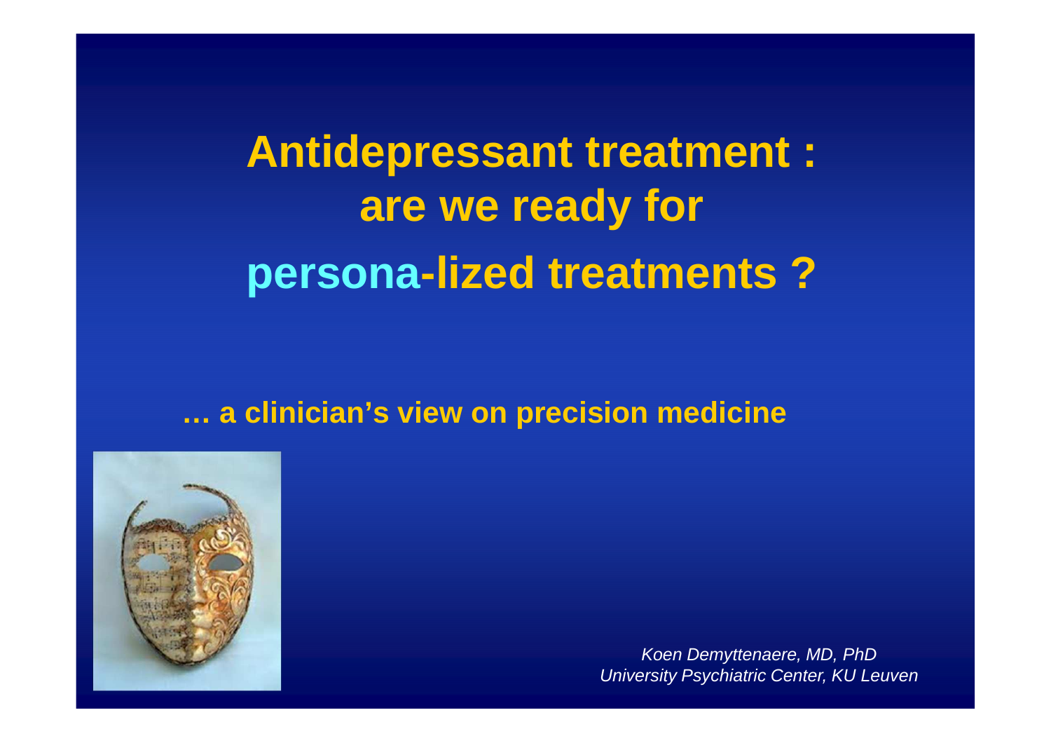# Antidepressant treatment : are we ready for persona-lized treatments ?

**… a clinician's view on precision medicine**

*Koen Demyttenaere, MD, PhD*
*University Psychiatric Center, KU Leuven*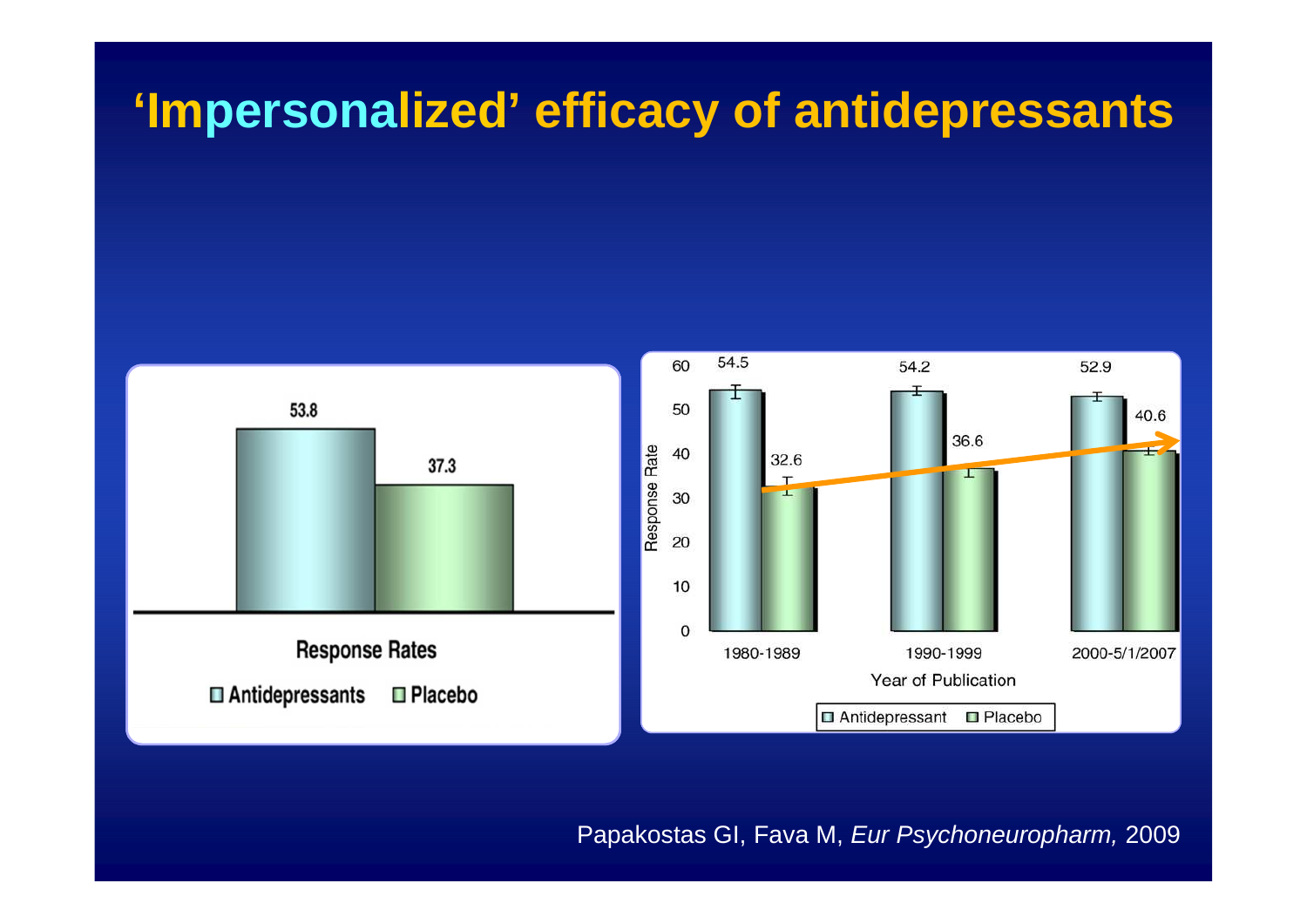# 'Impersonalized' efficacy of antidepressants

53.8

37.3

Response Rates

Antidepressants   Placebo

| Year of Publication | Antidepressant | Placebo |
|---|---|---|
| 1980-1989 | 54.5 | 32.6 |
| 1990-1999 | 54.2 | 36.6 |
| 2000-5/1/2007 | 52.9 | 40.6 |

Response Rate

Year of Publication

Antidepressant   Placebo

Papakostas GI, Fava M, *Eur Psychoneuropharm,* 2009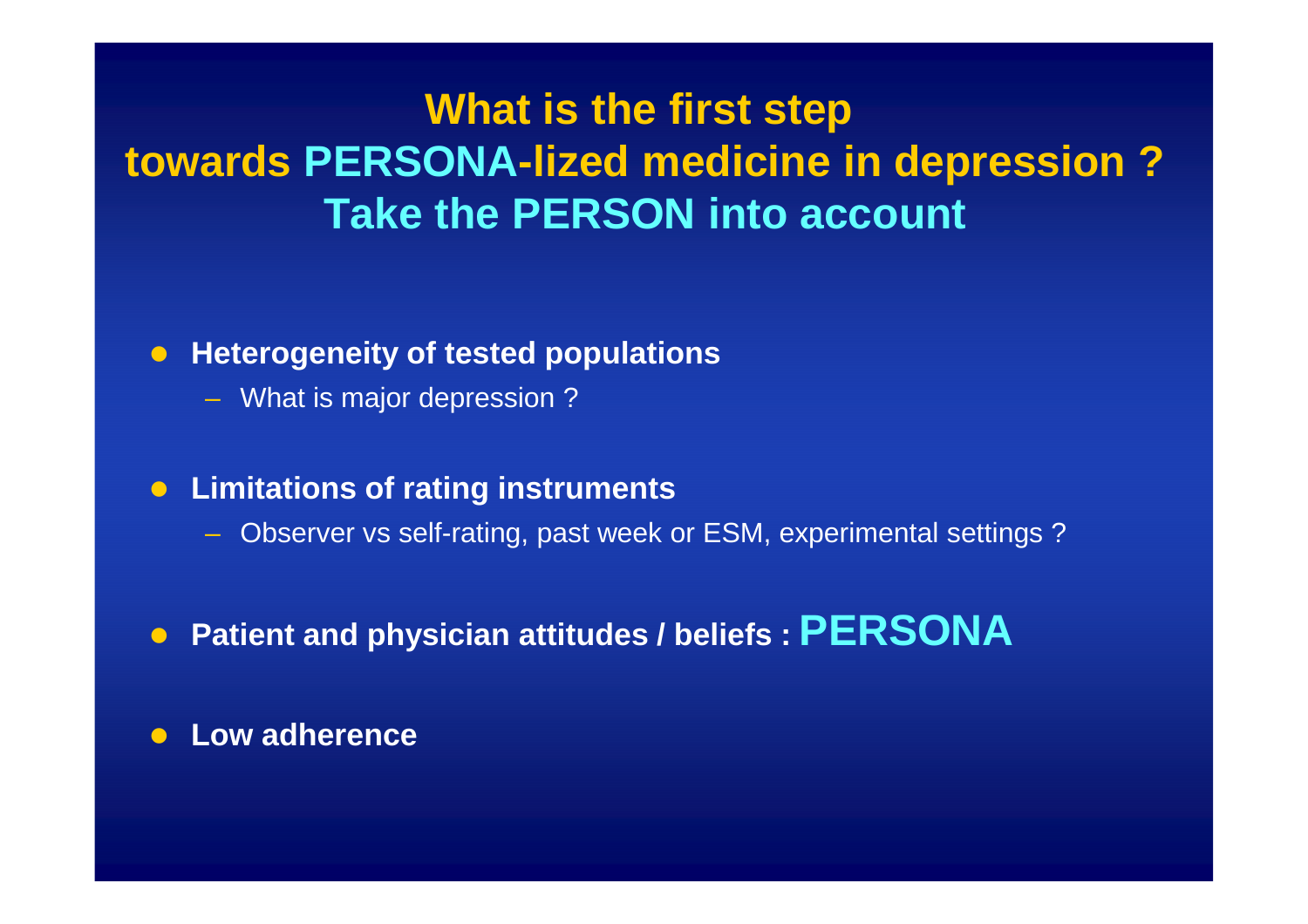# What is the first step towards PERSONA-lized medicine in depression ? Take the PERSON into account

- **Heterogeneity of tested populations**
  - What is major depression ?
- **Limitations of rating instruments**
  - Observer vs self-rating, past week or ESM, experimental settings ?
- **Patient and physician attitudes / beliefs : PERSONA**
- **Low adherence**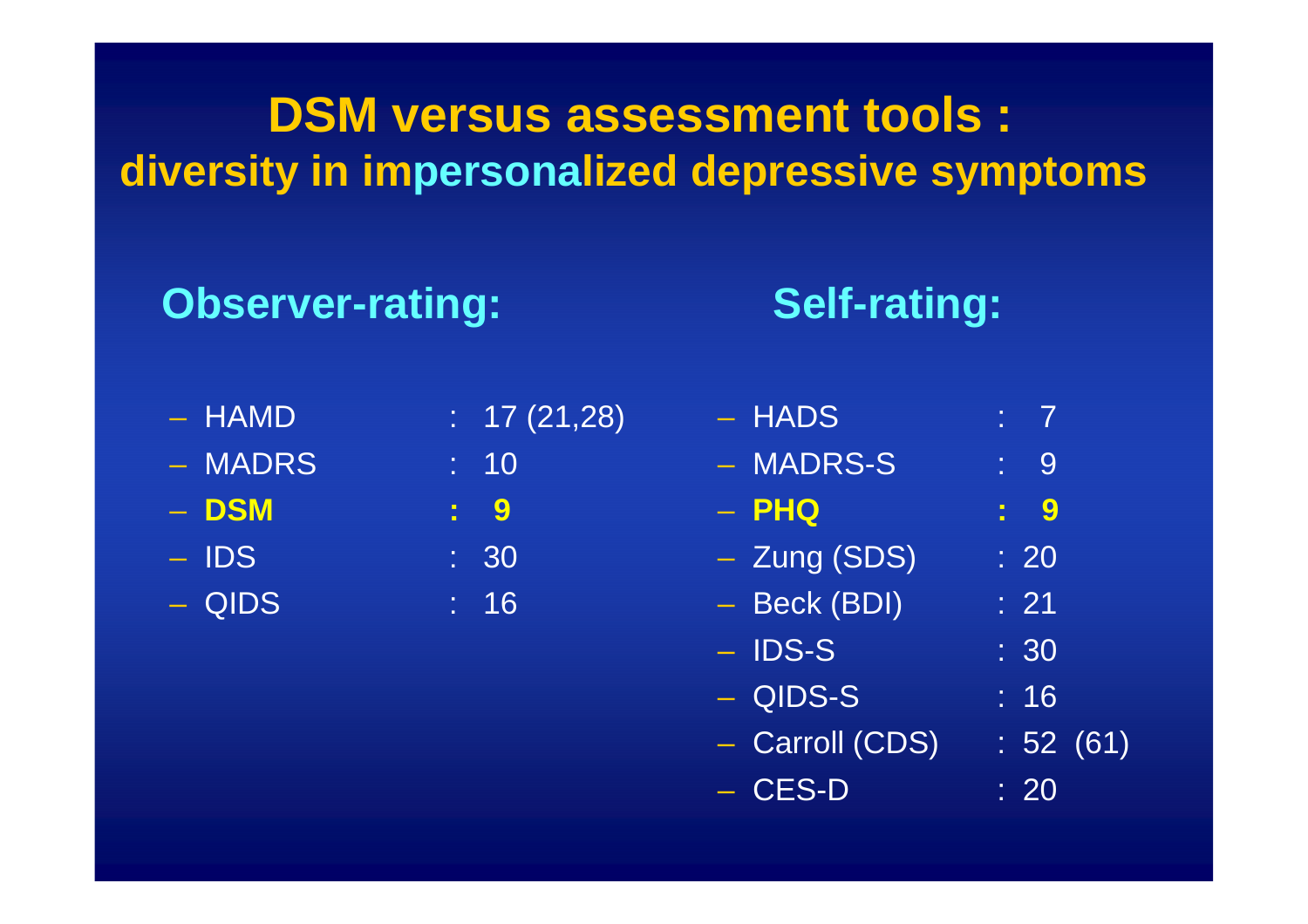# DSM versus assessment tools : diversity in impersonalized depressive symptoms

## Observer-rating:

- HAMD : 17 (21,28)
- MADRS : 10
- **DSM : 9**
- IDS : 30
- QIDS : 16

## Self-rating:

- HADS : 7
- MADRS-S : 9
- **PHQ : 9**
- Zung (SDS) : 20
- Beck (BDI) : 21
- IDS-S : 30
- QIDS-S : 16
- Carroll (CDS) : 52 (61)
- CES-D : 20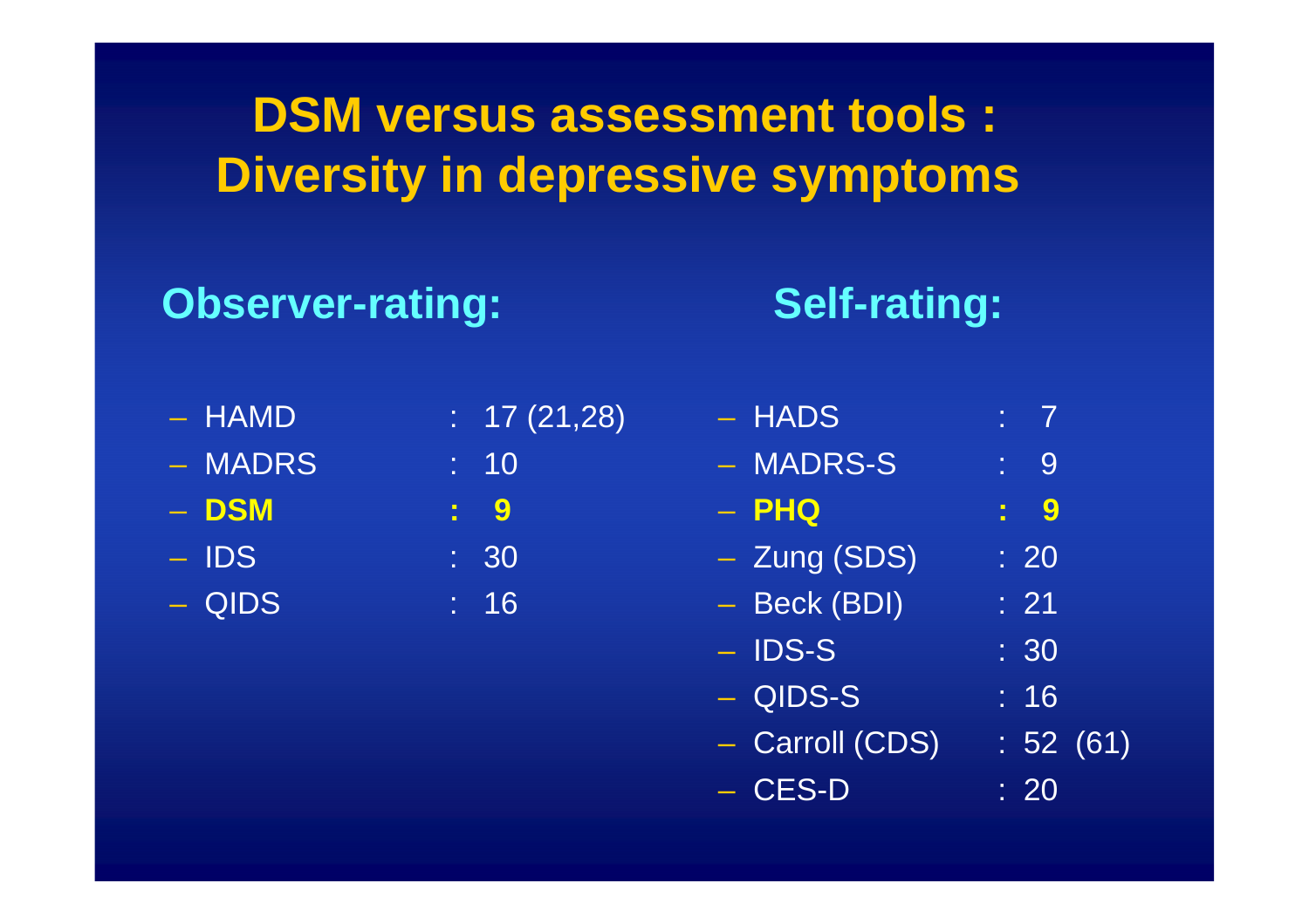# DSM versus assessment tools : Diversity in depressive symptoms

## Observer-rating:

- HAMD : 17 (21,28)
- MADRS : 10
- **DSM : 9**
- IDS : 30
- QIDS : 16

## Self-rating:

- HADS : 7
- MADRS-S : 9
- **PHQ : 9**
- Zung (SDS) : 20
- Beck (BDI) : 21
- IDS-S : 30
- QIDS-S : 16
- Carroll (CDS) : 52 (61)
- CES-D : 20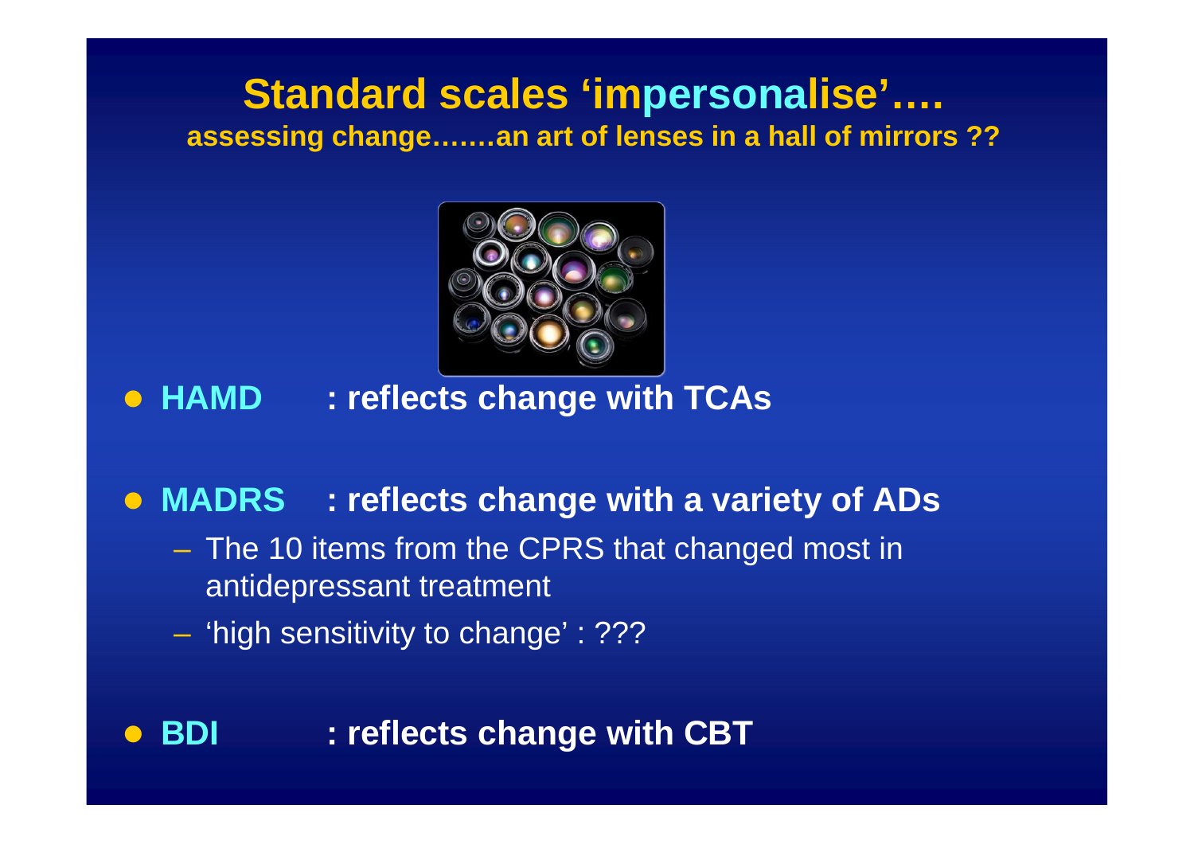# Standard scales 'impersonalise'….

**assessing change…….an art of lenses in a hall of mirrors ??**

- **HAMD : reflects change with TCAs**
- **MADRS : reflects change with a variety of ADs**
  - The 10 items from the CPRS that changed most in antidepressant treatment
  - 'high sensitivity to change' : ???
- **BDI : reflects change with CBT**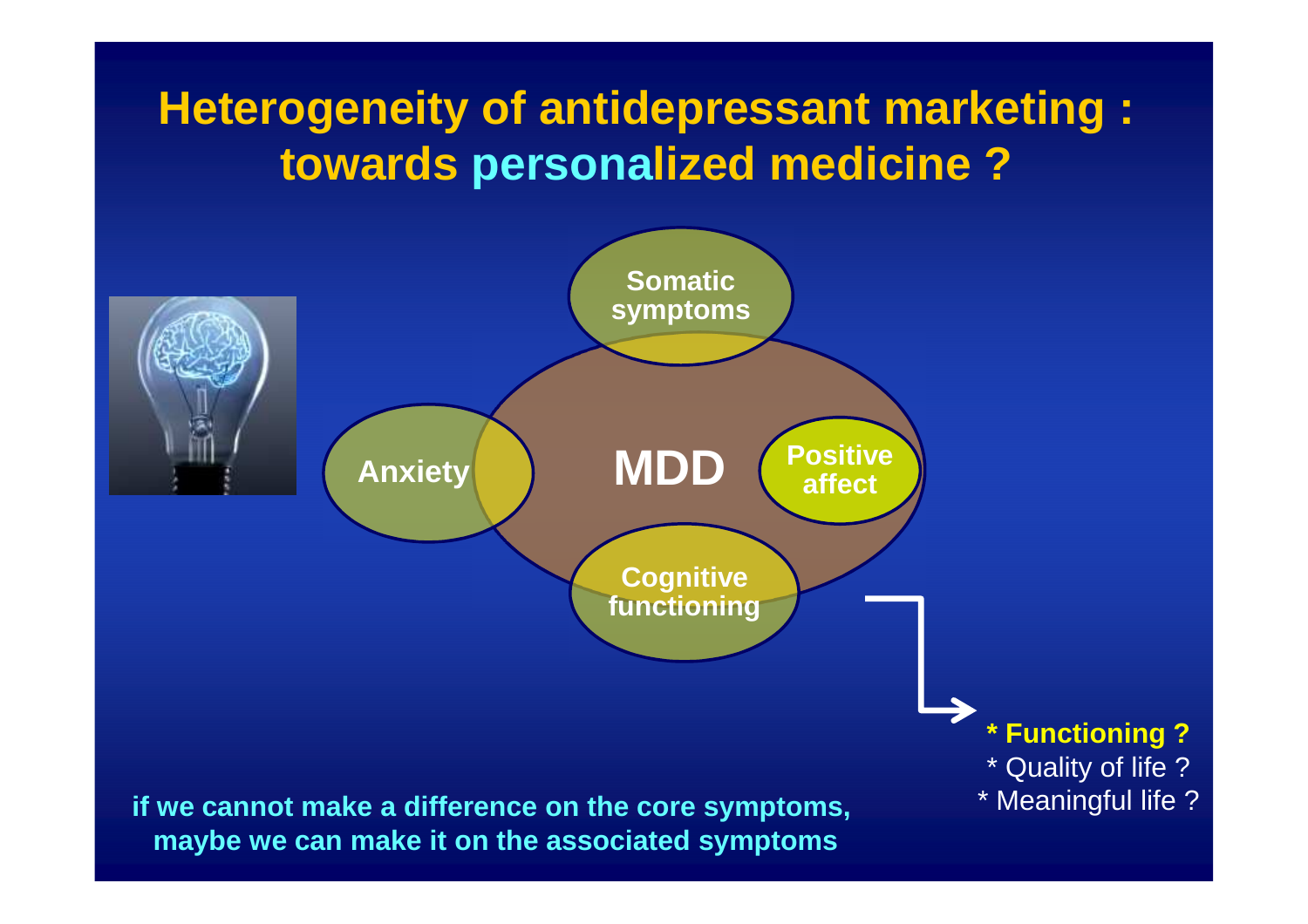# Heterogeneity of antidepressant marketing : towards personalized medicine ?

Somatic symptoms

Anxiety

MDD

Positive affect

Cognitive functioning

**\* Functioning ?**
\* Quality of life ?
\* Meaningful life ?

**if we cannot make a difference on the core symptoms, maybe we can make it on the associated symptoms**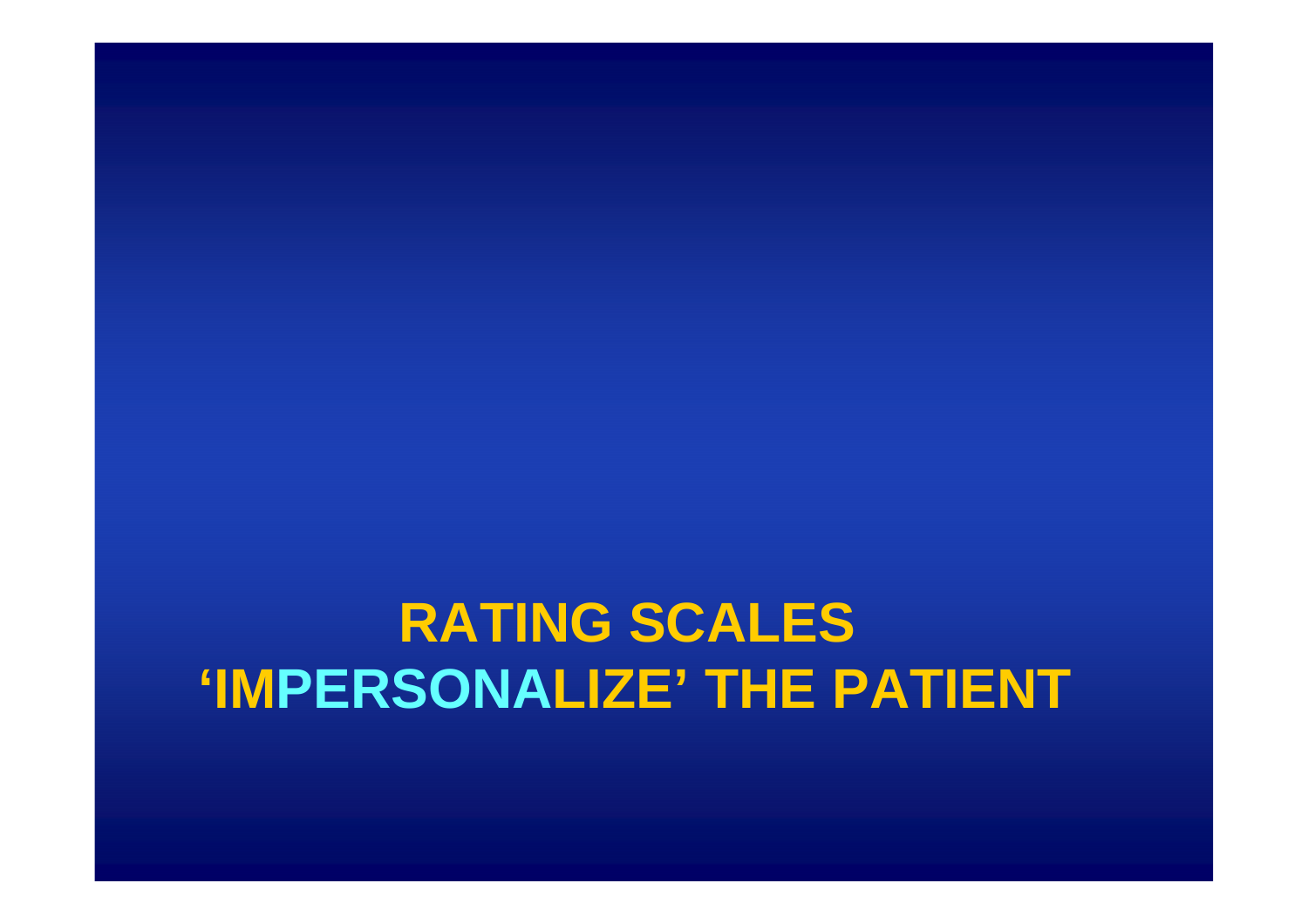# RATING SCALES 'IMPERSONALIZE' THE PATIENT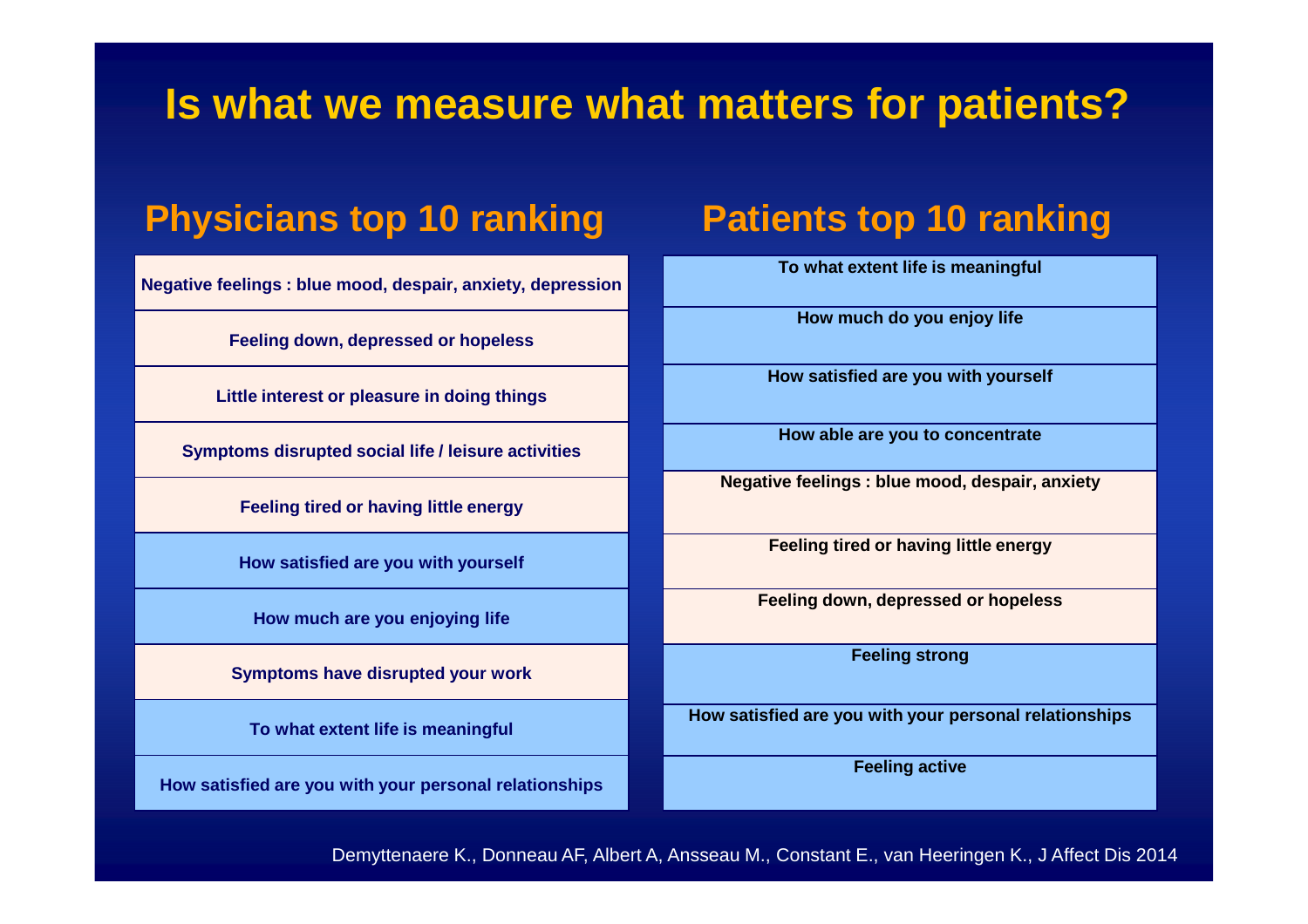# Is what we measure what matters for patients?

| Physicians top 10 ranking | Patients top 10 ranking |
| --- | --- |
| Negative feelings : blue mood, despair, anxiety, depression | To what extent life is meaningful |
| Feeling down, depressed or hopeless | How much do you enjoy life |
| Little interest or pleasure in doing things | How satisfied are you with yourself |
| Symptoms disrupted social life / leisure activities | How able are you to concentrate |
| Feeling tired or having little energy | Negative feelings : blue mood, despair, anxiety |
| How satisfied are you with yourself | Feeling tired or having little energy |
| How much are you enjoying life | Feeling down, depressed or hopeless |
| Symptoms have disrupted your work | Feeling strong |
| To what extent life is meaningful | How satisfied are you with your personal relationships |
| How satisfied are you with your personal relationships | Feeling active |

Demyttenaere K., Donneau AF, Albert A, Ansseau M., Constant E., van Heeringen K., J Affect Dis 2014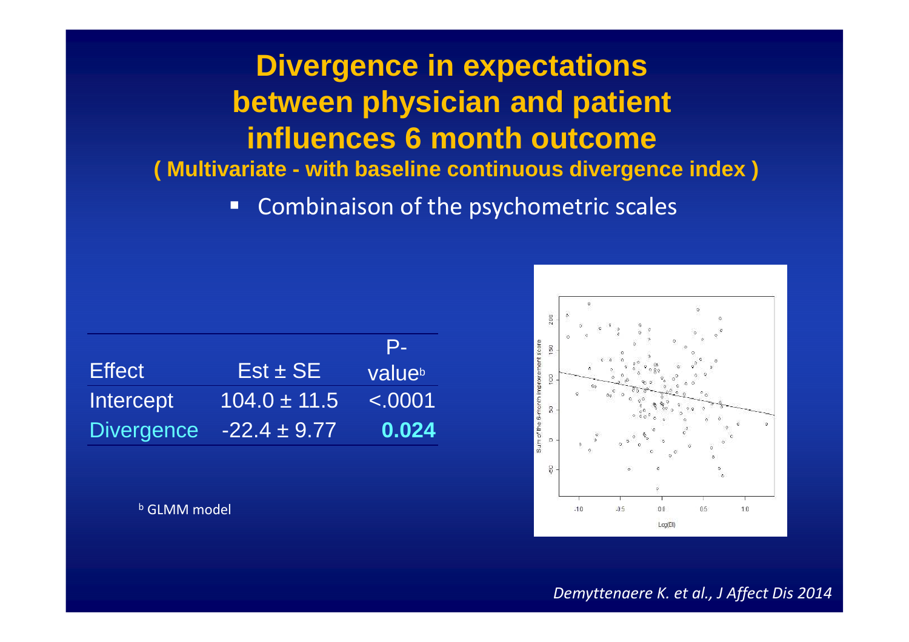# Divergence in expectations between physician and patient influences 6 month outcome

**( Multivariate - with baseline continuous divergence index )**

- Combinaison of the psychometric scales

| Effect | Est ± SE | P-value[b] |
|---|---|---|
| Intercept | 104.0 ± 11.5 | <.0001 |
| Divergence | -22.4 ± 9.77 | **0.024** |

[b] GLMM model

*Demyttenaere K. et al., J Affect Dis 2014*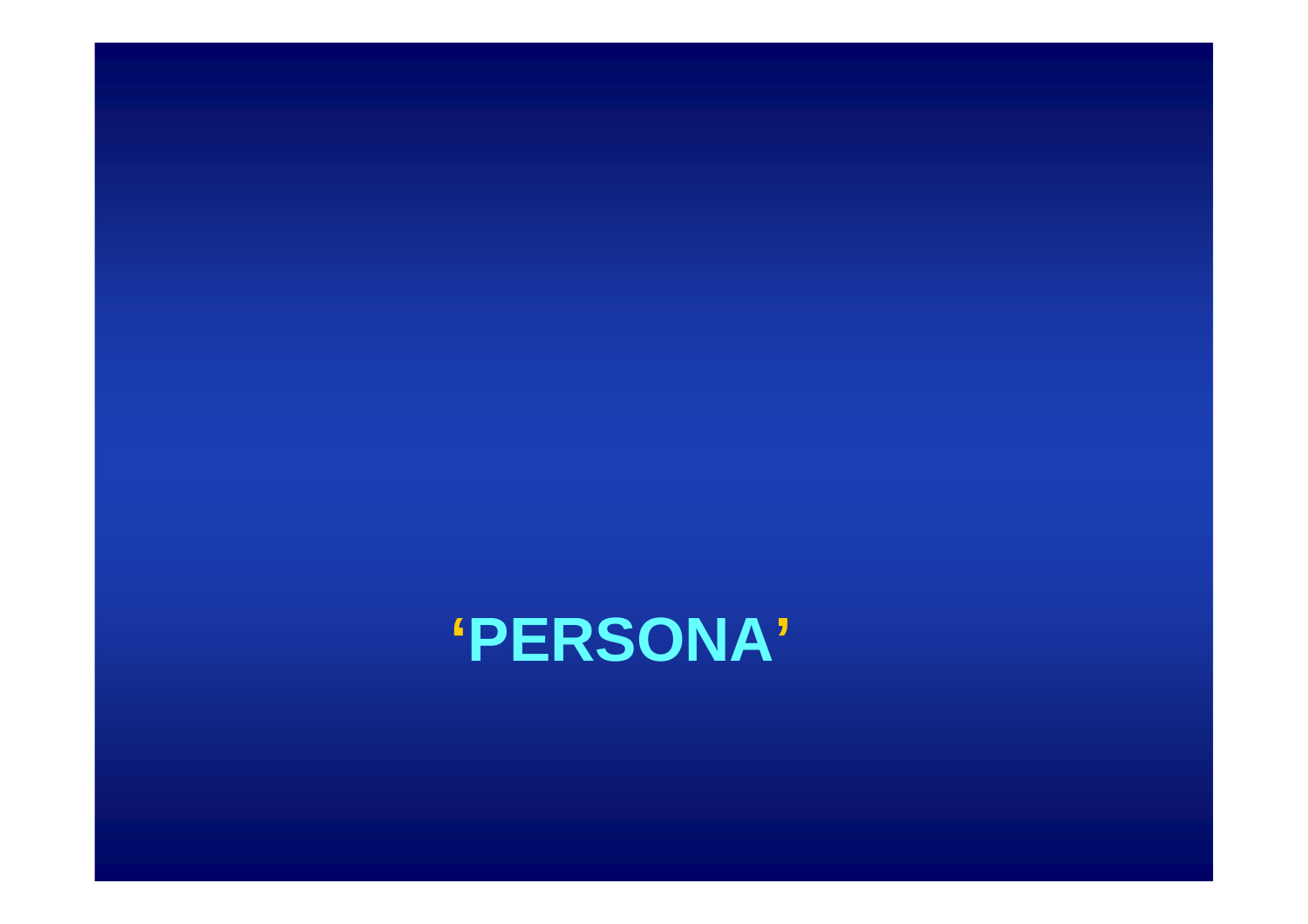# ‘PERSONA’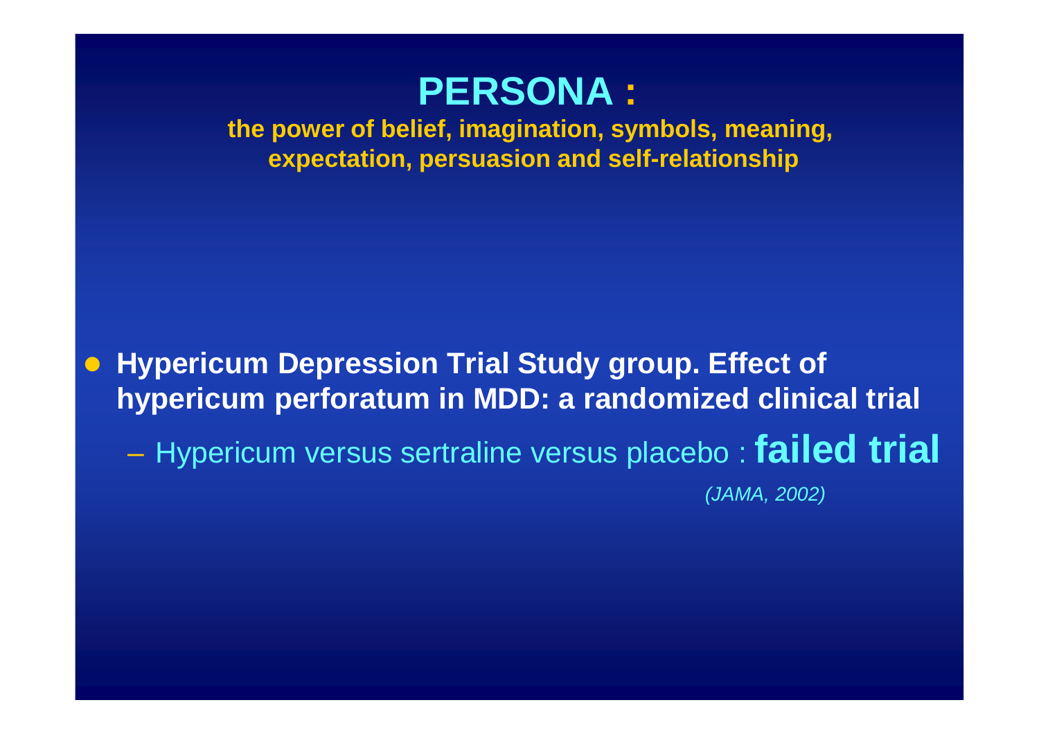# PERSONA :

**the power of belief, imagination, symbols, meaning, expectation, persuasion and self-relationship**

- **Hypericum Depression Trial Study group. Effect of hypericum perforatum in MDD: a randomized clinical trial**
  - Hypericum versus sertraline versus placebo : **failed trial**

*(JAMA, 2002)*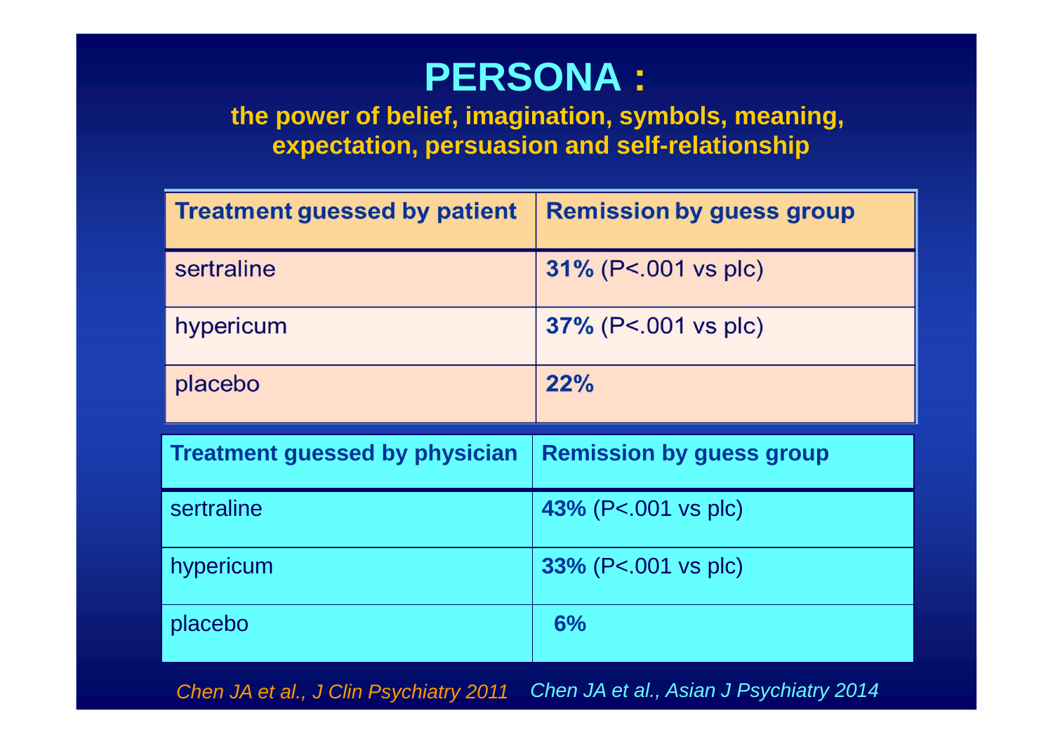# PERSONA :

**the power of belief, imagination, symbols, meaning, expectation, persuasion and self-relationship**

| Treatment guessed by patient | Remission by guess group |
|---|---|
| sertraline | **31%** (P<.001 vs plc) |
| hypericum | **37%** (P<.001 vs plc) |
| placebo | **22%** |

| Treatment guessed by physician | Remission by guess group |
|---|---|
| sertraline | **43%** (P<.001 vs plc) |
| hypericum | **33%** (P<.001 vs plc) |
| placebo | **6%** |

*Chen JA et al., J Clin Psychiatry 2011* *Chen JA et al., Asian J Psychiatry 2014*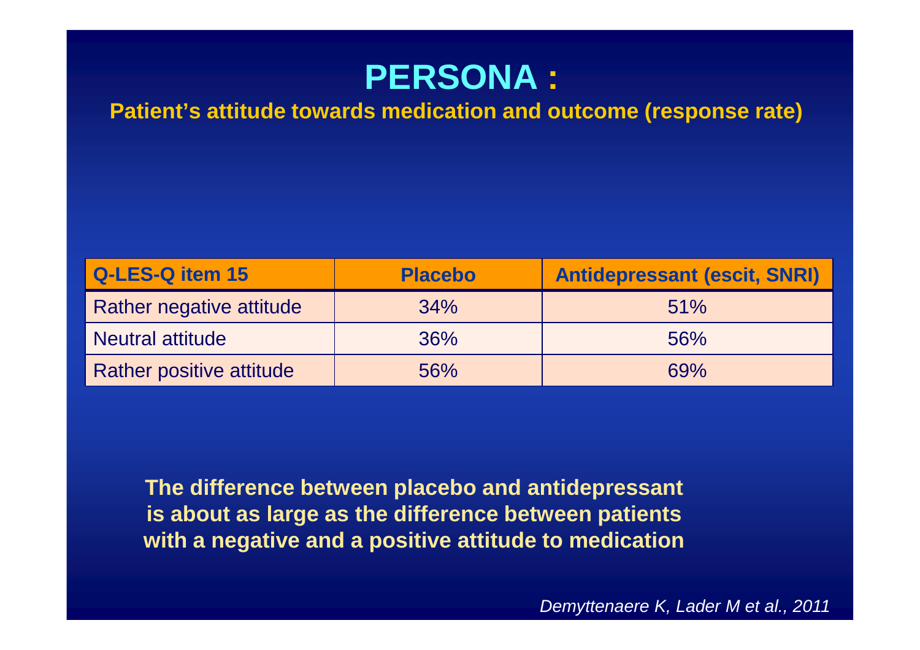# PERSONA :

**Patient's attitude towards medication and outcome (response rate)**

| Q-LES-Q item 15 | Placebo | Antidepressant (escit, SNRI) |
|---|---|---|
| Rather negative attitude | 34% | 51% |
| Neutral attitude | 36% | 56% |
| Rather positive attitude | 56% | 69% |

**The difference between placebo and antidepressant is about as large as the difference between patients with a negative and a positive attitude to medication**

*Demyttenaere K, Lader M et al., 2011*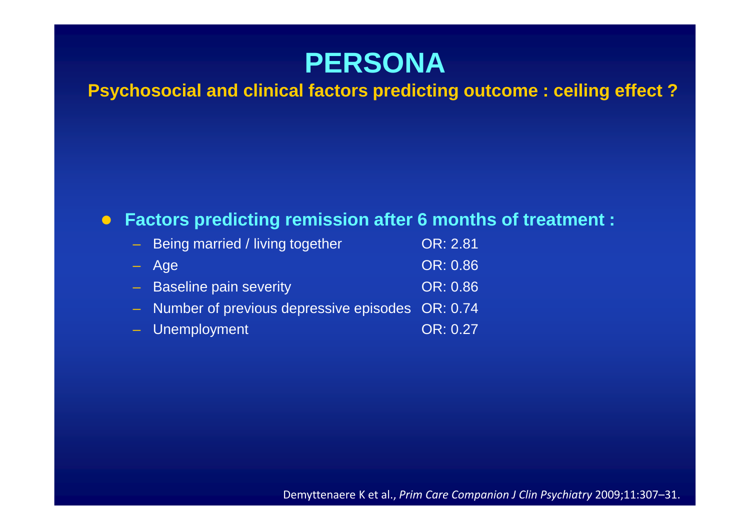# PERSONA

## Psychosocial and clinical factors predicting outcome : ceiling effect ?

- **Factors predicting remission after 6 months of treatment :**
  - Being married / living together OR: 2.81
  - Age OR: 0.86
  - Baseline pain severity OR: 0.86
  - Number of previous depressive episodes OR: 0.74
  - Unemployment OR: 0.27

Demyttenaere K et al., *Prim Care Companion J Clin Psychiatry* 2009;11:307–31.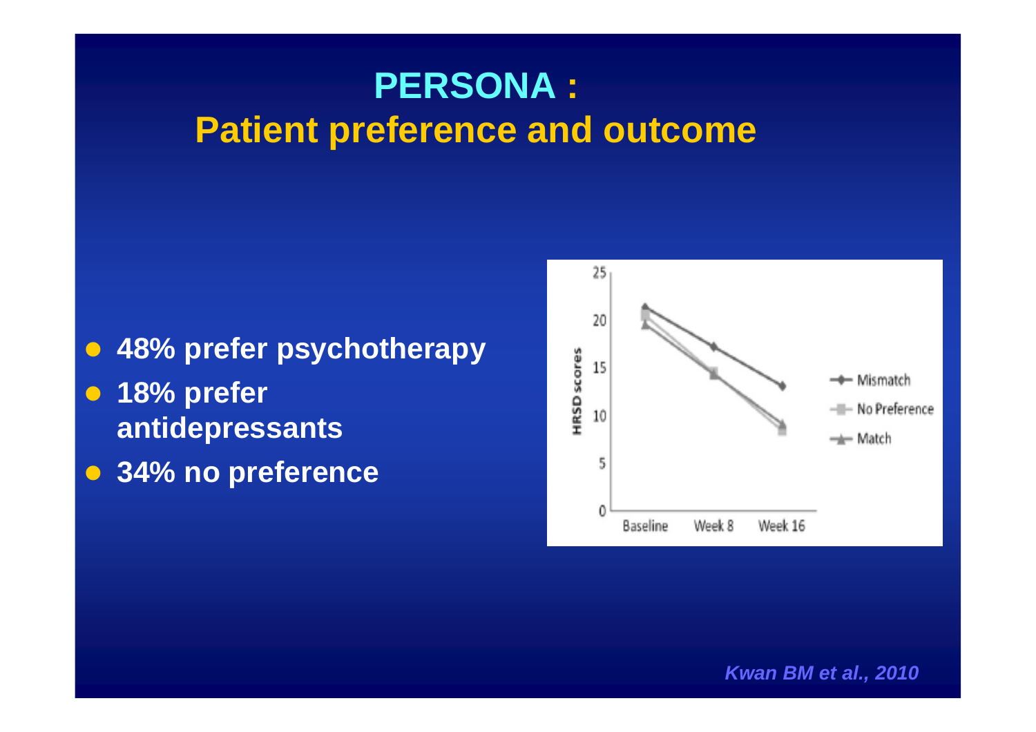# PERSONA :
## Patient preference and outcome

- 48% prefer psychotherapy
- 18% prefer antidepressants
- 34% no preference

*Kwan BM et al., 2010*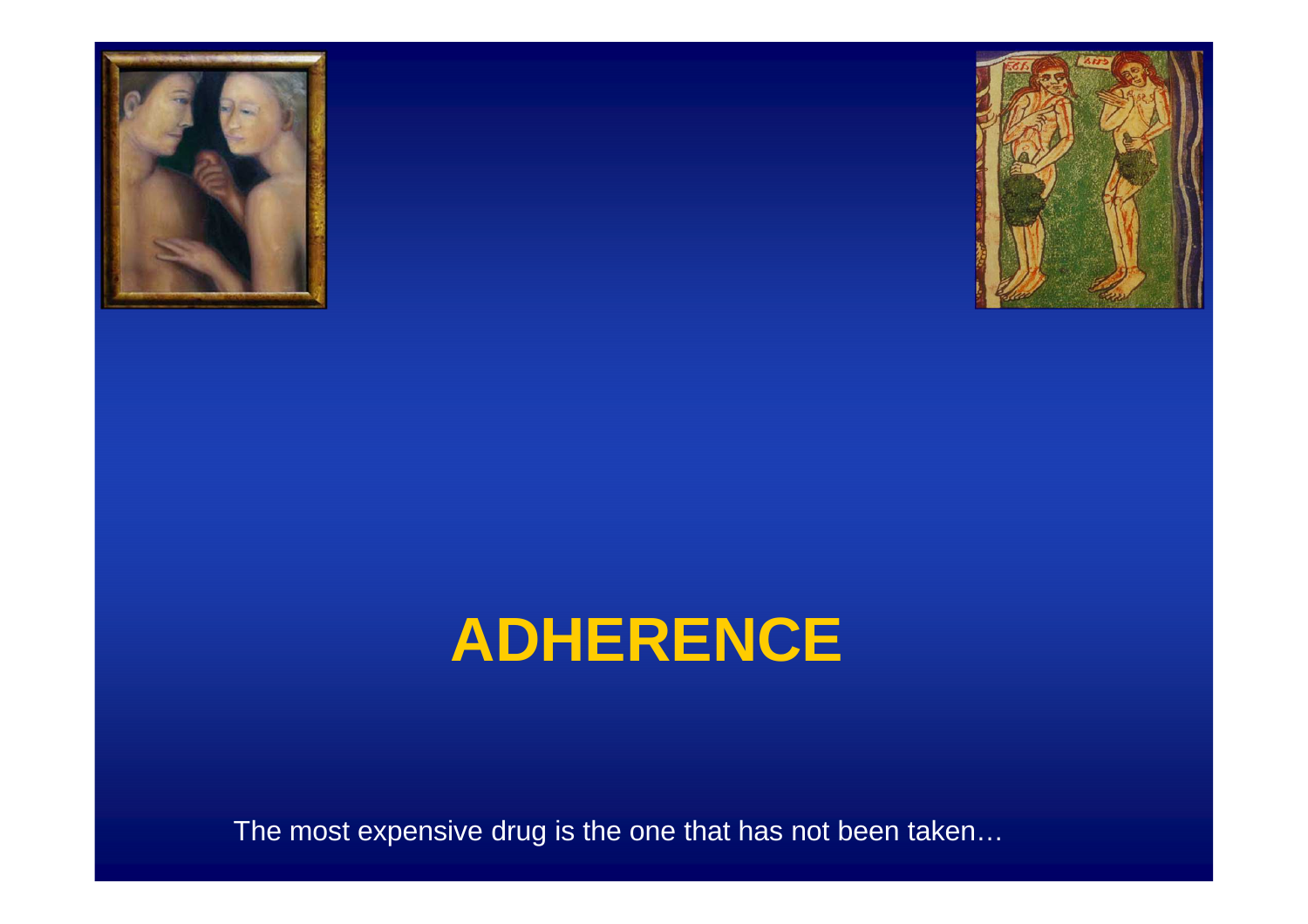# ADHERENCE

The most expensive drug is the one that has not been taken…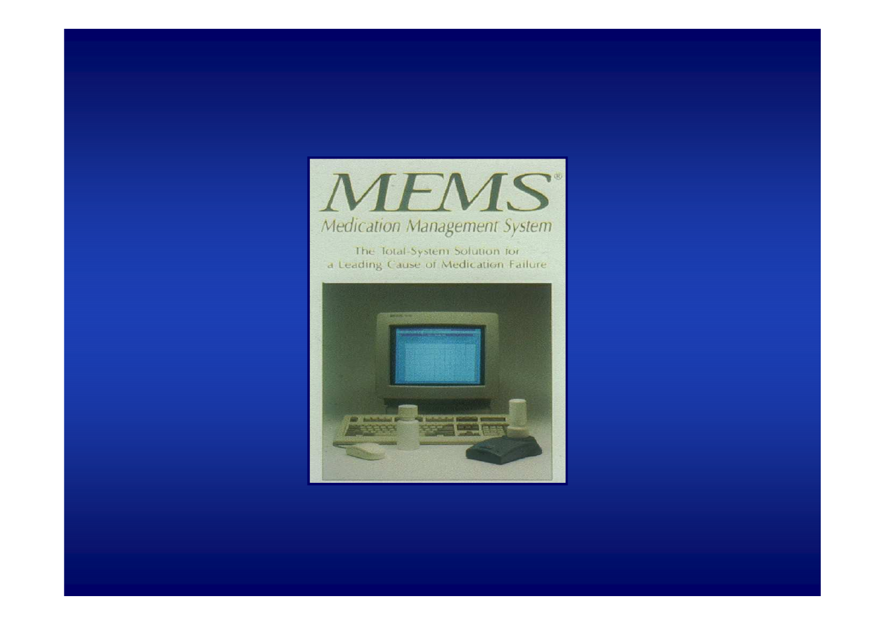# MEMS®

*Medication Management System*

The Total-System Solution for a Leading Cause of Medication Failure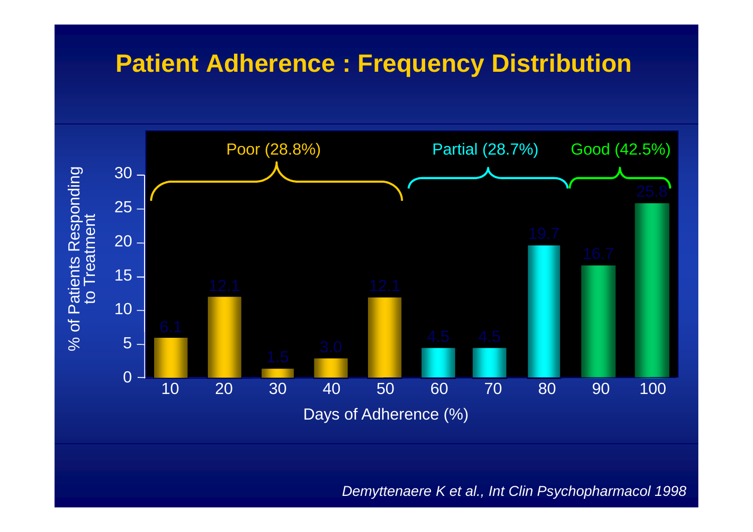# Patient Adherence : Frequency Distribution

| Days of Adherence (%) | % of Patients Responding to Treatment | Group |
|---|---|---|
| 10 | 6.1 | Poor (28.8%) |
| 20 | 12.1 | Poor (28.8%) |
| 30 | 1.5 | Poor (28.8%) |
| 40 | 3.0 | Poor (28.8%) |
| 50 | 12.1 | Poor (28.8%) |
| 60 | 4.5 | Partial (28.7%) |
| 70 | 4.5 | Partial (28.7%) |
| 80 | 19.7 | Partial (28.7%) |
| 90 | 16.7 | Good (42.5%) |
| 100 | 25.8 | Good (42.5%) |

*Demyttenaere K et al., Int Clin Psychopharmacol 1998*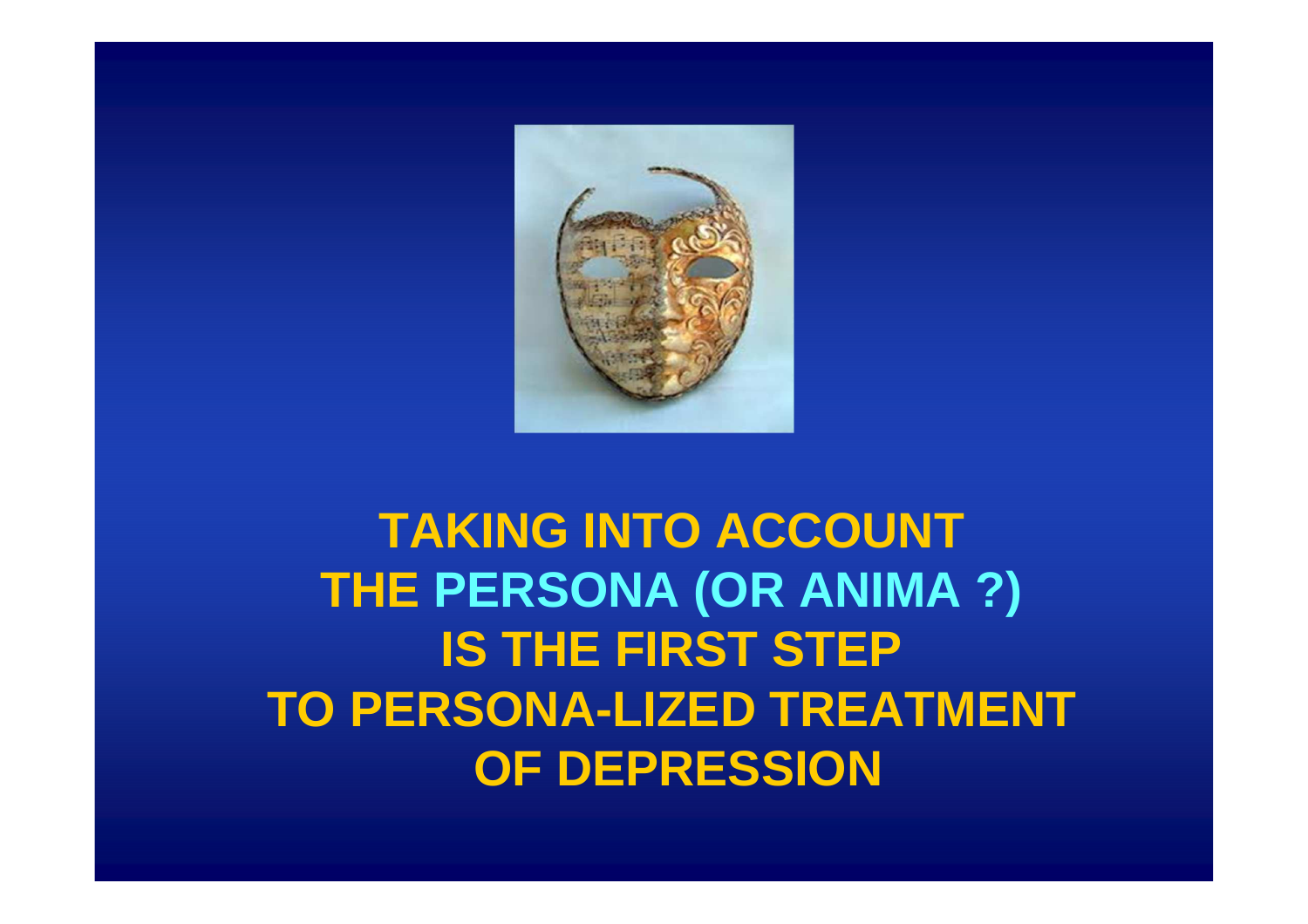**TAKING INTO ACCOUNT**
**THE PERSONA (OR ANIMA ?)**
**IS THE FIRST STEP**
**TO PERSONA-LIZED TREATMENT**
**OF DEPRESSION**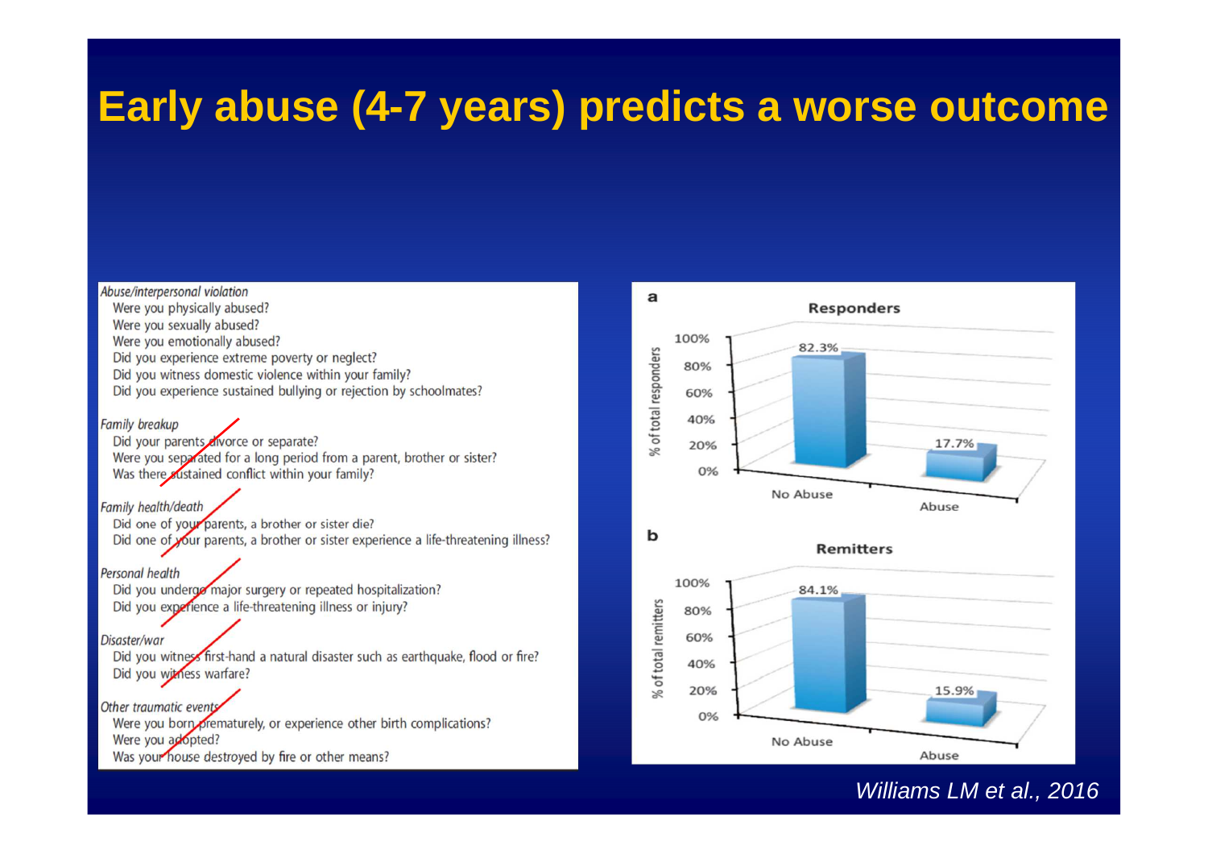# Early abuse (4-7 years) predicts a worse outcome

*Abuse/interpersonal violation*
- Were you physically abused?
- Were you sexually abused?
- Were you emotionally abused?
- Did you experience extreme poverty or neglect?
- Did you witness domestic violence within your family?
- Did you experience sustained bullying or rejection by schoolmates?

*Family breakup*
- Did your parents divorce or separate?
- Were you separated for a long period from a parent, brother or sister?
- Was there sustained conflict within your family?

*Family health/death*
- Did one of your parents, a brother or sister die?
- Did one of your parents, a brother or sister experience a life-threatening illness?

*Personal health*
- Did you undergo major surgery or repeated hospitalization?
- Did you experience a life-threatening illness or injury?

*Disaster/war*
- Did you witness first-hand a natural disaster such as earthquake, flood or fire?
- Did you witness warfare?

*Other traumatic events*
- Were you born prematurely, or experience other birth complications?
- Were you adopted?
- Was your house destroyed by fire or other means?

**a** Responders (% of total responders)

| | No Abuse | Abuse |
|---|---|---|
| Responders | 82.3% | 17.7% |

**b** Remitters (% of total remitters)

| | No Abuse | Abuse |
|---|---|---|
| Remitters | 84.1% | 15.9% |

*Williams LM et al., 2016*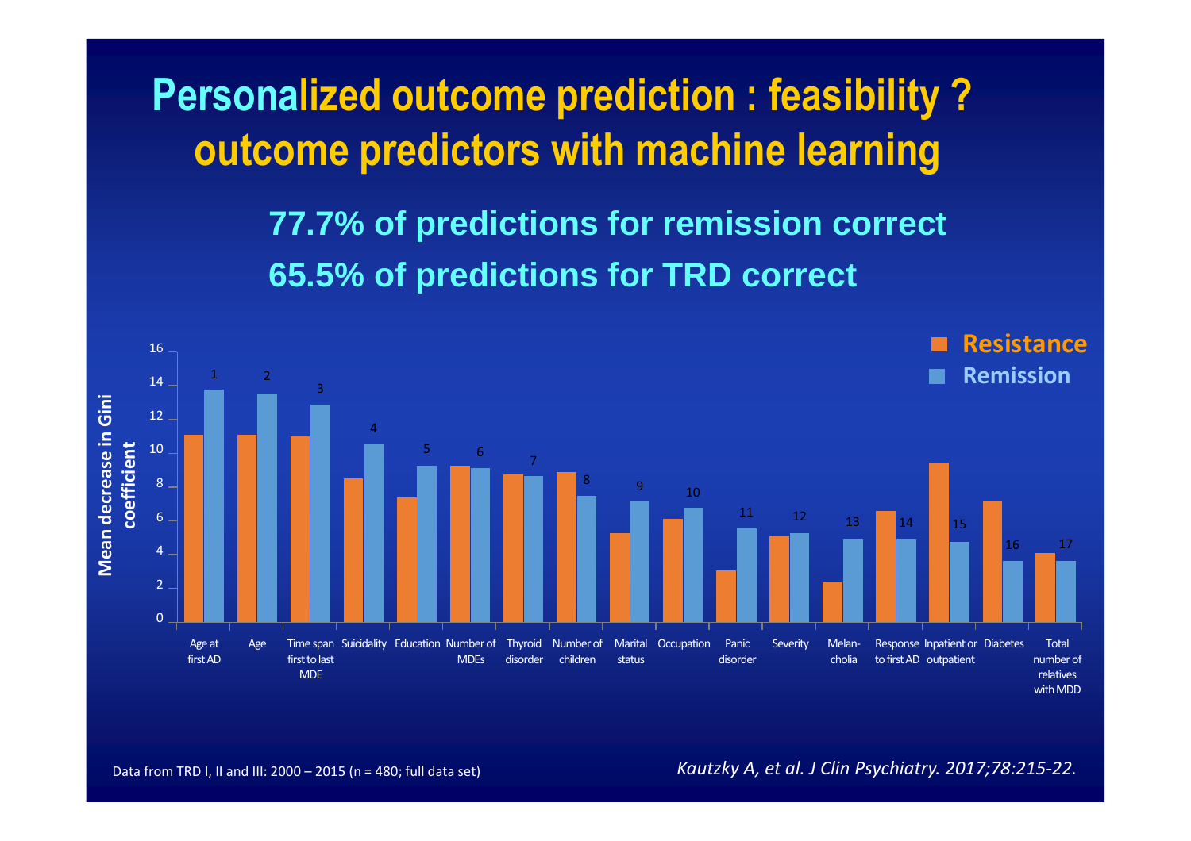# Personalized outcome prediction : feasibility ? outcome predictors with machine learning

**77.7% of predictions for remission correct**

**65.5% of predictions for TRD correct**

| Rank | Predictor | Resistance | Remission |
|---|---|---|---|
| 1 | Age at first AD | ~11 | ~13.7 |
| 2 | Age | ~11 | ~13.5 |
| 3 | Time span first to last MDE | ~11 | ~12.8 |
| 4 | Suicidality | ~8.5 | ~10.5 |
| 5 | Education | ~7.4 | ~9.2 |
| 6 | Number of MDEs | ~9.2 | ~9.1 |
| 7 | Thyroid disorder | ~8.7 | ~8.6 |
| 8 | Number of children | ~8.8 | ~7.4 |
| 9 | Marital status | ~5.2 | ~7.1 |
| 10 | Occupation | ~6.1 | ~6.8 |
| 11 | Panic disorder | ~3 | ~5.5 |
| 12 | Severity | ~5.1 | ~5.2 |
| 13 | Melan-cholia | ~2.3 | ~4.9 |
| 14 | Response to first AD | ~6.6 | ~4.9 |
| 15 | Inpatient or outpatient | ~9.4 | ~4.7 |
| 16 | Diabetes | ~7.1 | ~3.6 |
| 17 | Total number of relatives with MDD | ~4.1 | ~3.6 |

Y-axis: Mean decrease in Gini coefficient

Data from TRD I, II and III: 2000 – 2015 (n = 480; full data set)

*Kautzky A, et al. J Clin Psychiatry. 2017;78:215-22.*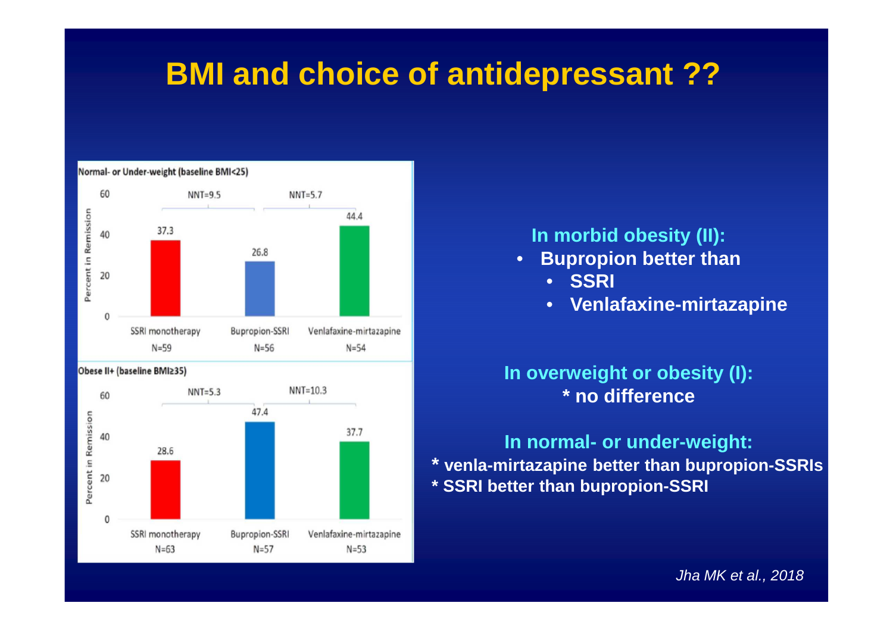# BMI and choice of antidepressant ??

**Normal- or Under-weight (baseline BMI<25)**

| | SSRI monotherapy (N=59) | Bupropion-SSRI (N=56) | Venlafaxine-mirtazapine (N=54) |
|---|---|---|---|
| Percent in Remission | 37.3 | 26.8 | 44.4 |

NNT=9.5 (SSRI monotherapy vs Bupropion-SSRI); NNT=5.7 (Bupropion-SSRI vs Venlafaxine-mirtazapine)

**Obese II+ (baseline BMI≥35)**

| | SSRI monotherapy (N=63) | Bupropion-SSRI (N=57) | Venlafaxine-mirtazapine (N=53) |
|---|---|---|---|
| Percent in Remission | 28.6 | 47.4 | 37.7 |

NNT=5.3 (SSRI monotherapy vs Bupropion-SSRI); NNT=10.3 (Bupropion-SSRI vs Venlafaxine-mirtazapine)

**In morbid obesity (II):**

- **Bupropion better than**
  - **SSRI**
  - **Venlafaxine-mirtazapine**

**In overweight or obesity (I):**
**\* no difference**

**In normal- or under-weight:**
**\* venla-mirtazapine better than bupropion-SSRIs**
**\* SSRI better than bupropion-SSRI**

*Jha MK et al., 2018*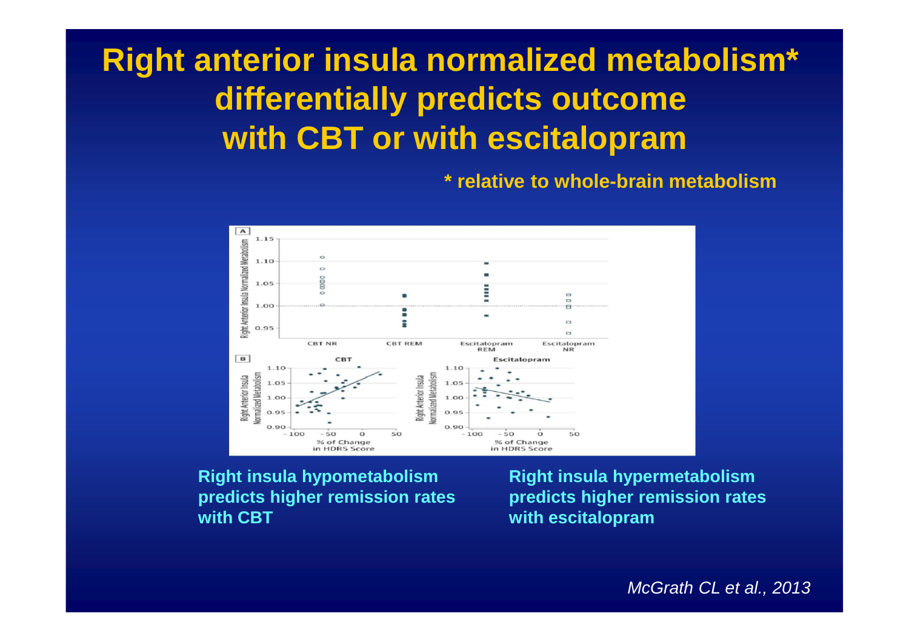# Right anterior insula normalized metabolism* differentially predicts outcome with CBT or with escitalopram

**\* relative to whole-brain metabolism**

**Right insula hypometabolism predicts higher remission rates with CBT**

**Right insula hypermetabolism predicts higher remission rates with escitalopram**

*McGrath CL et al., 2013*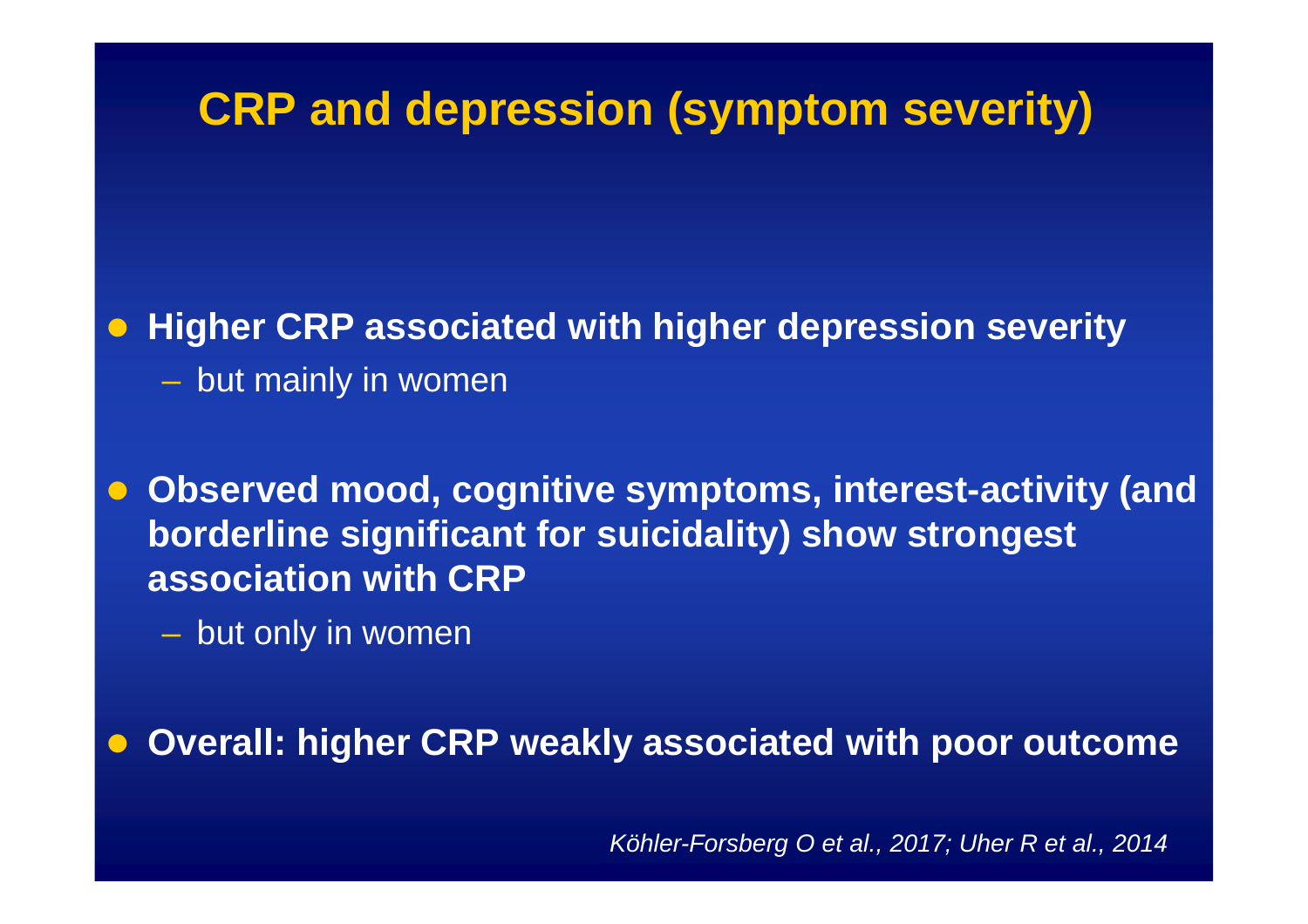# CRP and depression (symptom severity)

- **Higher CRP associated with higher depression severity**
  - but mainly in women
- **Observed mood, cognitive symptoms, interest-activity (and borderline significant for suicidality) show strongest association with CRP**
  - but only in women
- **Overall: higher CRP weakly associated with poor outcome**

*Köhler-Forsberg O et al., 2017; Uher R et al., 2014*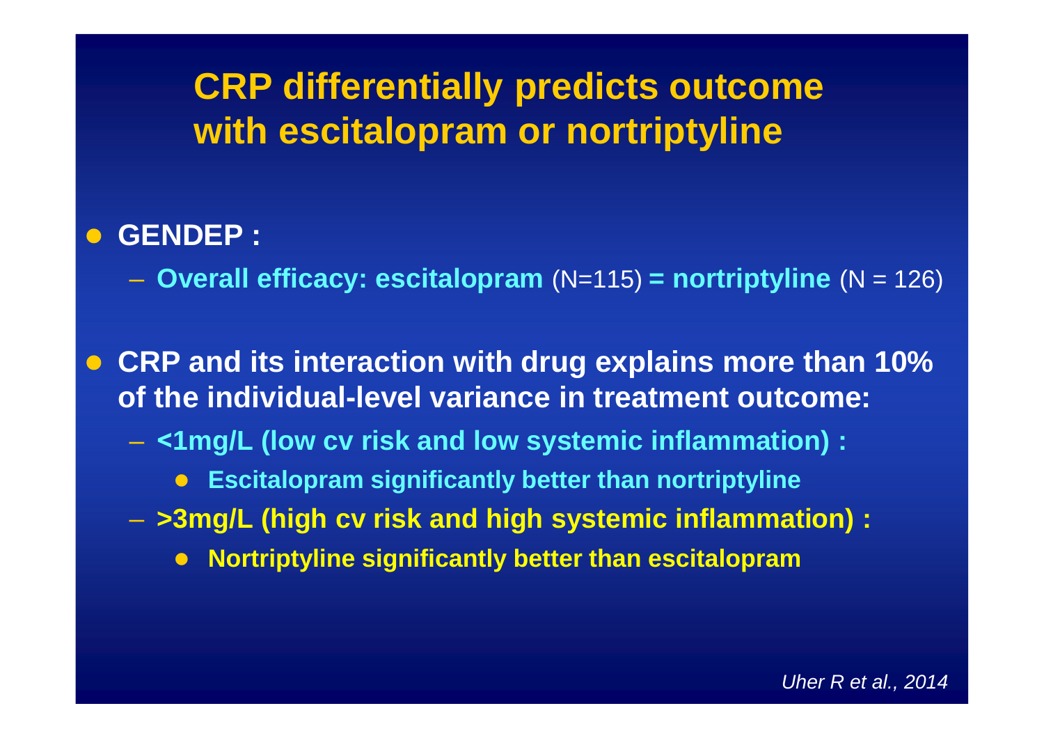# CRP differentially predicts outcome with escitalopram or nortriptyline

- **GENDEP :**
  - **Overall efficacy: escitalopram** (N=115) **= nortriptyline** (N = 126)

- **CRP and its interaction with drug explains more than 10% of the individual-level variance in treatment outcome:**
  - **<1mg/L (low cv risk and low systemic inflammation) :**
    - **Escitalopram significantly better than nortriptyline**
  - **>3mg/L (high cv risk and high systemic inflammation) :**
    - **Nortriptyline significantly better than escitalopram**

*Uher R et al., 2014*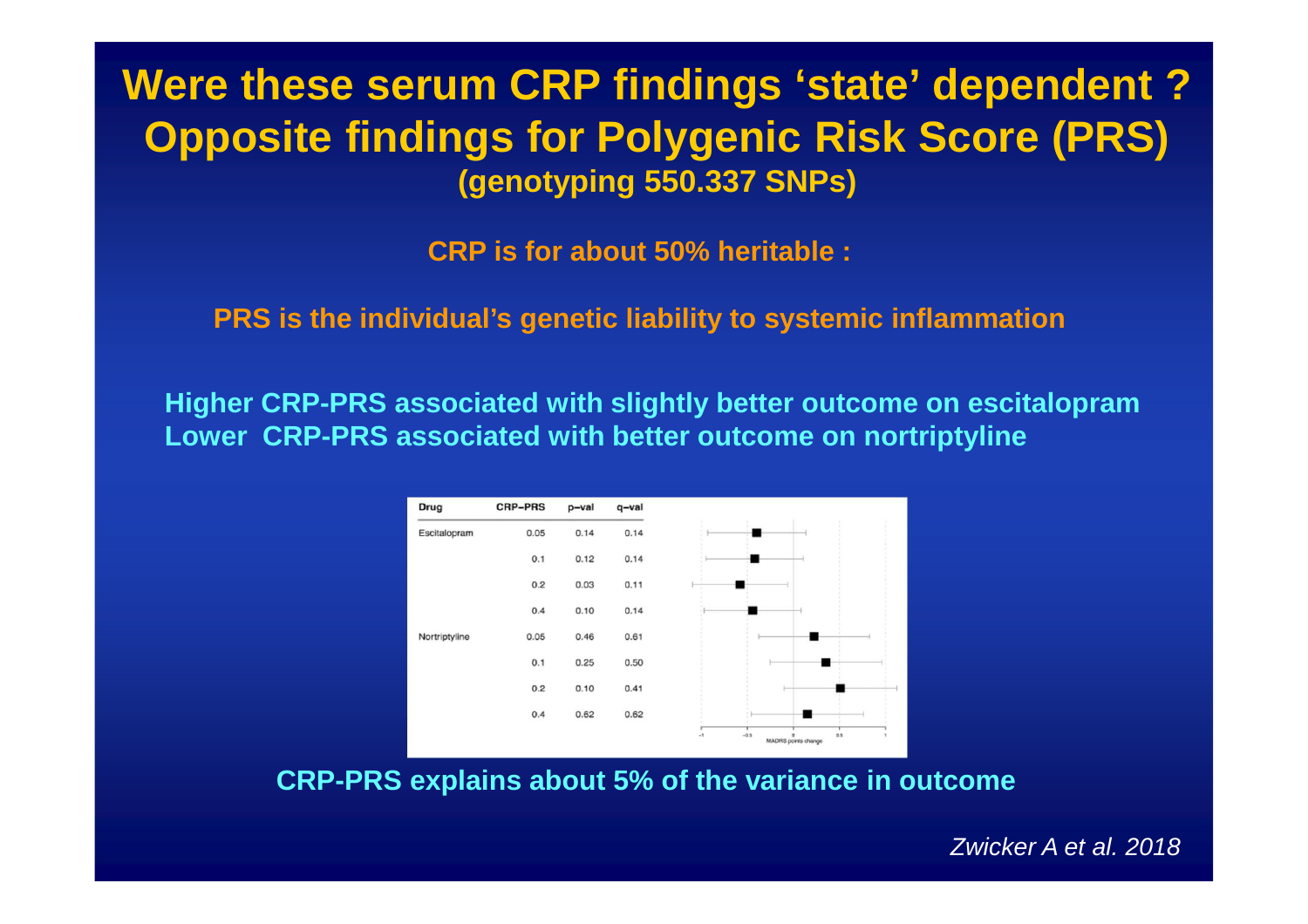# Were these serum CRP findings 'state' dependent ? Opposite findings for Polygenic Risk Score (PRS)

**(genotyping 550.337 SNPs)**

**CRP is for about 50% heritable :**

**PRS is the individual's genetic liability to systemic inflammation**

**Higher CRP-PRS associated with slightly better outcome on escitalopram**
**Lower CRP-PRS associated with better outcome on nortriptyline**

| Drug | CRP–PRS | p–val | q–val |
|---|---|---|---|
| Escitalopram | 0.05 | 0.14 | 0.14 |
| | 0.1 | 0.12 | 0.14 |
| | 0.2 | 0.03 | 0.11 |
| | 0.4 | 0.10 | 0.14 |
| Nortriptyline | 0.05 | 0.46 | 0.61 |
| | 0.1 | 0.25 | 0.50 |
| | 0.2 | 0.10 | 0.41 |
| | 0.4 | 0.62 | 0.62 |

-1 -0.5 0 0.5 1
MADRS points change

**CRP-PRS explains about 5% of the variance in outcome**

*Zwicker A et al. 2018*